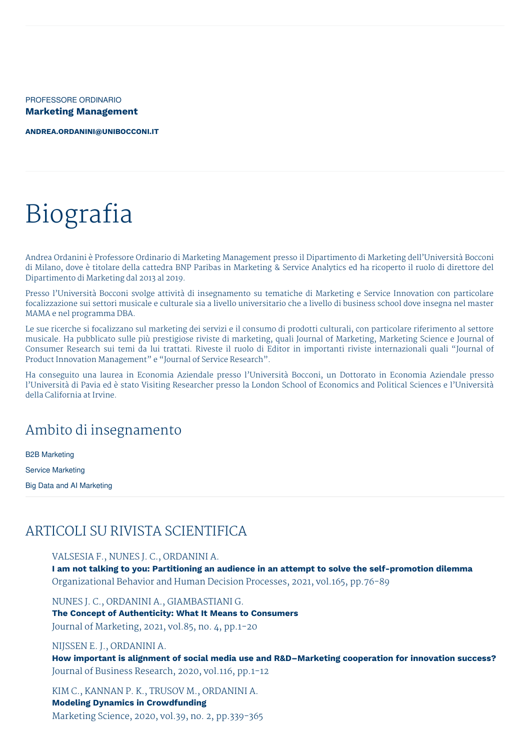PROFESSORE ORDINARIO

**Marketing Management**

**ANDREA.ORDANINI@UNIBOCCONI.IT**

# Biografia

Andrea Ordanini è Professore Ordinario di Marketing Management presso il Dipartimento di Marketing dell'Università Bocconi di Milano, dove è titolare della cattedra BNP Paribas in Marketing & Service Analytics ed ha ricoperto il ruolo di direttore del Dipartimento di Marketing dal 2013 al 2019.

Presso l'Università Bocconi svolge attività di insegnamento su tematiche di Marketing e Service Innovation con particolare focalizzazione sui settori musicale e culturale sia a livello universitario che a livello di business school dove insegna nel master MAMA e nel programma DBA.

Le sue ricerche si focalizzano sul marketing dei servizi e il consumo di prodotti culturali, con particolare riferimento al settore musicale. Ha pubblicato sulle più prestigiose riviste di marketing, quali Journal of Marketing, Marketing Science e Journal of Consumer Research sui temi da lui trattati. Riveste il ruolo di Editor in importanti riviste internazionali quali "Journal of Product Innovation Management" e "Journal of Service Research".

Ha conseguito una laurea in Economia Aziendale presso l'Università Bocconi, un Dottorato in Economia Aziendale presso l'Università di Pavia ed è stato Visiting Researcher presso la London School of Economics and Political Sciences e l'Università della California at Irvine.

## Ambito di insegnamento

B2B Marketing

Service Marketing

Big Data and AI Marketing

## ARTICOLI SU RIVISTA SCIENTIFICA

VALSESIA F., NUNES J. C., ORDANINI A.
**I am not talking to you: Partitioning an audience in an attempt to solve the self-promotion dilemma**
Organizational Behavior and Human Decision Processes, 2021, vol.165, pp.76-89

NUNES J. C., ORDANINI A., GIAMBASTIANI G.
**The Concept of Authenticity: What It Means to Consumers**
Journal of Marketing, 2021, vol.85, no. 4, pp.1-20

NIJSSEN E. J., ORDANINI A.
**How important is alignment of social media use and R&D–Marketing cooperation for innovation success?**
Journal of Business Research, 2020, vol.116, pp.1-12

KIM C., KANNAN P. K., TRUSOV M., ORDANINI A.
**Modeling Dynamics in Crowdfunding**
Marketing Science, 2020, vol.39, no. 2, pp.339-365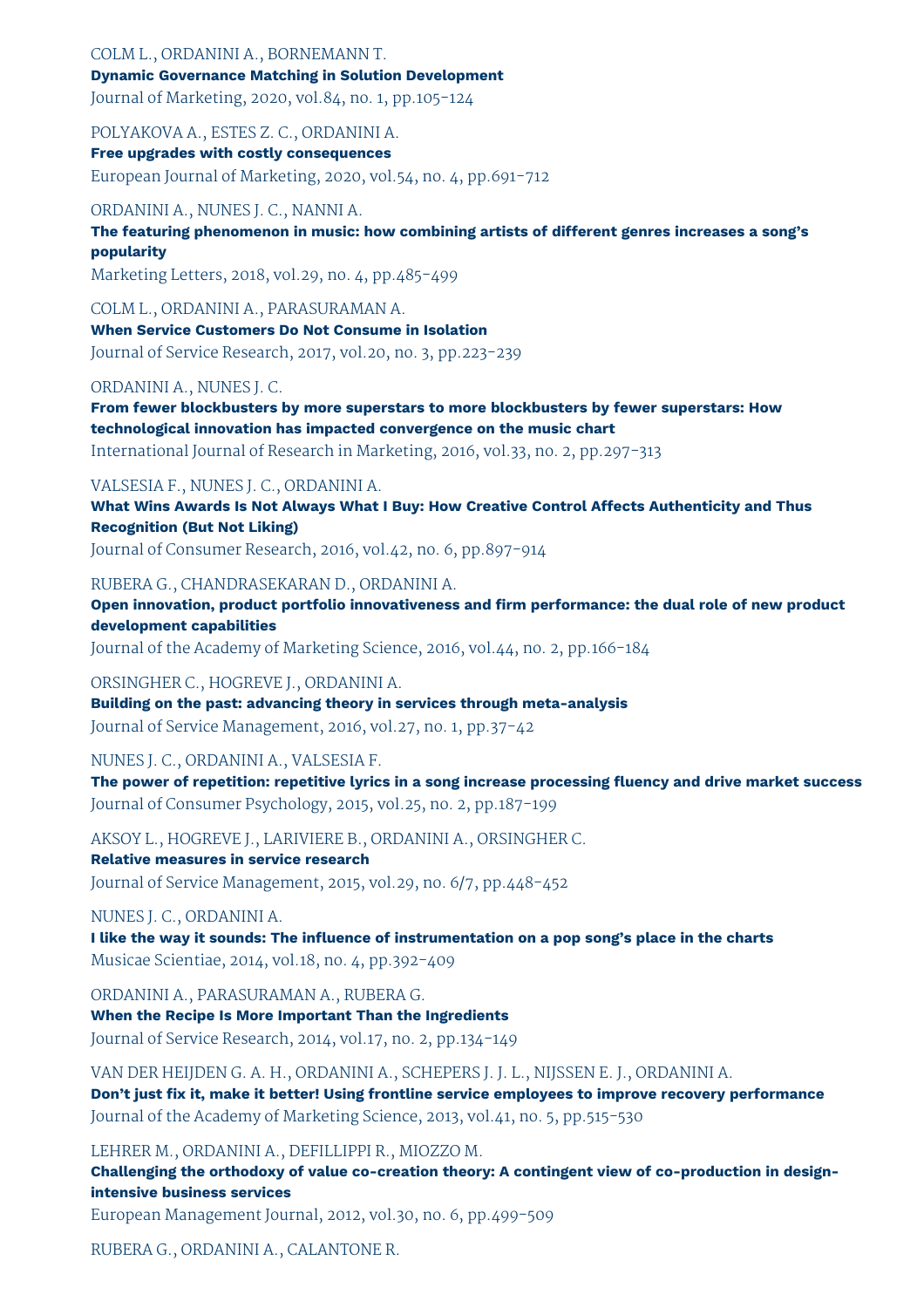COLM L., ORDANINI A., BORNEMANN T.
**Dynamic Governance Matching in Solution Development**
Journal of Marketing, 2020, vol.84, no. 1, pp.105-124

POLYAKOVA A., ESTES Z. C., ORDANINI A.
**Free upgrades with costly consequences**
European Journal of Marketing, 2020, vol.54, no. 4, pp.691-712

ORDANINI A., NUNES J. C., NANNI A.
**The featuring phenomenon in music: how combining artists of different genres increases a song's popularity**
Marketing Letters, 2018, vol.29, no. 4, pp.485-499

COLM L., ORDANINI A., PARASURAMAN A.
**When Service Customers Do Not Consume in Isolation**
Journal of Service Research, 2017, vol.20, no. 3, pp.223-239

ORDANINI A., NUNES J. C.
**From fewer blockbusters by more superstars to more blockbusters by fewer superstars: How technological innovation has impacted convergence on the music chart**
International Journal of Research in Marketing, 2016, vol.33, no. 2, pp.297-313

VALSESIA F., NUNES J. C., ORDANINI A.
**What Wins Awards Is Not Always What I Buy: How Creative Control Affects Authenticity and Thus Recognition (But Not Liking)**
Journal of Consumer Research, 2016, vol.42, no. 6, pp.897-914

RUBERA G., CHANDRASEKARAN D., ORDANINI A.
**Open innovation, product portfolio innovativeness and firm performance: the dual role of new product development capabilities**
Journal of the Academy of Marketing Science, 2016, vol.44, no. 2, pp.166-184

ORSINGHER C., HOGREVE J., ORDANINI A.
**Building on the past: advancing theory in services through meta-analysis**
Journal of Service Management, 2016, vol.27, no. 1, pp.37-42

NUNES J. C., ORDANINI A., VALSESIA F.
**The power of repetition: repetitive lyrics in a song increase processing fluency and drive market success**
Journal of Consumer Psychology, 2015, vol.25, no. 2, pp.187-199

AKSOY L., HOGREVE J., LARIVIERE B., ORDANINI A., ORSINGHER C.
**Relative measures in service research**
Journal of Service Management, 2015, vol.29, no. 6/7, pp.448-452

NUNES J. C., ORDANINI A.
**I like the way it sounds: The influence of instrumentation on a pop song's place in the charts**
Musicae Scientiae, 2014, vol.18, no. 4, pp.392-409

ORDANINI A., PARASURAMAN A., RUBERA G.
**When the Recipe Is More Important Than the Ingredients**
Journal of Service Research, 2014, vol.17, no. 2, pp.134-149

VAN DER HEIJDEN G. A. H., ORDANINI A., SCHEPERS J. J. L., NIJSSEN E. J., ORDANINI A.
**Don't just fix it, make it better! Using frontline service employees to improve recovery performance**
Journal of the Academy of Marketing Science, 2013, vol.41, no. 5, pp.515-530

LEHRER M., ORDANINI A., DEFILLIPPI R., MIOZZO M.
**Challenging the orthodoxy of value co-creation theory: A contingent view of co-production in design-intensive business services**
European Management Journal, 2012, vol.30, no. 6, pp.499-509

RUBERA G., ORDANINI A., CALANTONE R.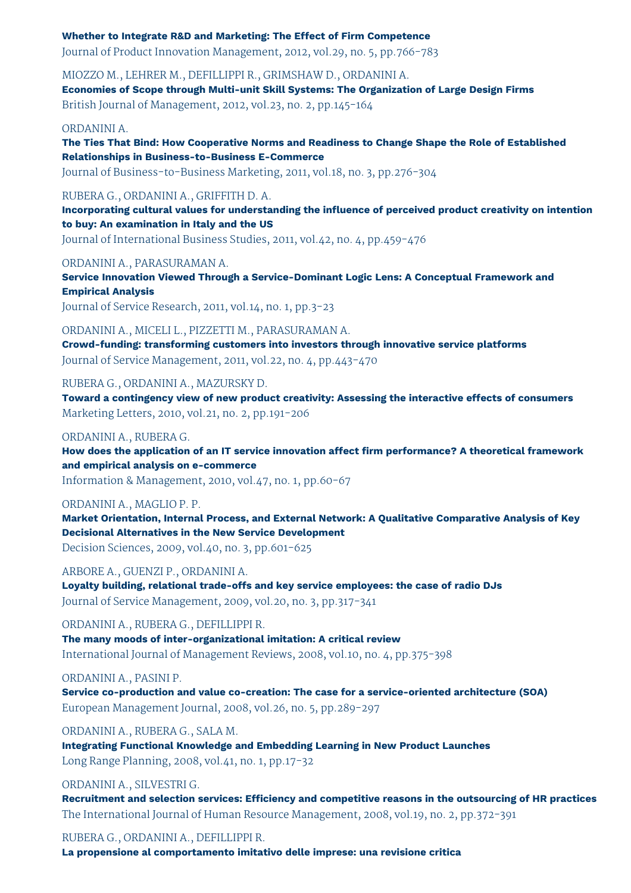**Whether to Integrate R&D and Marketing: The Effect of Firm Competence**
Journal of Product Innovation Management, 2012, vol.29, no. 5, pp.766-783

MIOZZO M., LEHRER M., DEFILLIPPI R., GRIMSHAW D., ORDANINI A.
**Economies of Scope through Multi-unit Skill Systems: The Organization of Large Design Firms**
British Journal of Management, 2012, vol.23, no. 2, pp.145-164

ORDANINI A.
**The Ties That Bind: How Cooperative Norms and Readiness to Change Shape the Role of Established Relationships in Business-to-Business E-Commerce**
Journal of Business-to-Business Marketing, 2011, vol.18, no. 3, pp.276-304

RUBERA G., ORDANINI A., GRIFFITH D. A.
**Incorporating cultural values for understanding the influence of perceived product creativity on intention to buy: An examination in Italy and the US**
Journal of International Business Studies, 2011, vol.42, no. 4, pp.459-476

ORDANINI A., PARASURAMAN A.
**Service Innovation Viewed Through a Service-Dominant Logic Lens: A Conceptual Framework and Empirical Analysis**
Journal of Service Research, 2011, vol.14, no. 1, pp.3-23

ORDANINI A., MICELI L., PIZZETTI M., PARASURAMAN A.
**Crowd-funding: transforming customers into investors through innovative service platforms**
Journal of Service Management, 2011, vol.22, no. 4, pp.443-470

RUBERA G., ORDANINI A., MAZURSKY D.
**Toward a contingency view of new product creativity: Assessing the interactive effects of consumers**
Marketing Letters, 2010, vol.21, no. 2, pp.191-206

ORDANINI A., RUBERA G.
**How does the application of an IT service innovation affect firm performance? A theoretical framework and empirical analysis on e-commerce**
Information & Management, 2010, vol.47, no. 1, pp.60-67

ORDANINI A., MAGLIO P. P.
**Market Orientation, Internal Process, and External Network: A Qualitative Comparative Analysis of Key Decisional Alternatives in the New Service Development**
Decision Sciences, 2009, vol.40, no. 3, pp.601-625

ARBORE A., GUENZI P., ORDANINI A.
**Loyalty building, relational trade-offs and key service employees: the case of radio DJs**
Journal of Service Management, 2009, vol.20, no. 3, pp.317-341

ORDANINI A., RUBERA G., DEFILLIPPI R.
**The many moods of inter-organizational imitation: A critical review**
International Journal of Management Reviews, 2008, vol.10, no. 4, pp.375-398

ORDANINI A., PASINI P.
**Service co-production and value co-creation: The case for a service-oriented architecture (SOA)**
European Management Journal, 2008, vol.26, no. 5, pp.289-297

ORDANINI A., RUBERA G., SALA M.
**Integrating Functional Knowledge and Embedding Learning in New Product Launches**
Long Range Planning, 2008, vol.41, no. 1, pp.17-32

ORDANINI A., SILVESTRI G.
**Recruitment and selection services: Efficiency and competitive reasons in the outsourcing of HR practices**
The International Journal of Human Resource Management, 2008, vol.19, no. 2, pp.372-391

RUBERA G., ORDANINI A., DEFILLIPPI R.
**La propensione al comportamento imitativo delle imprese: una revisione critica**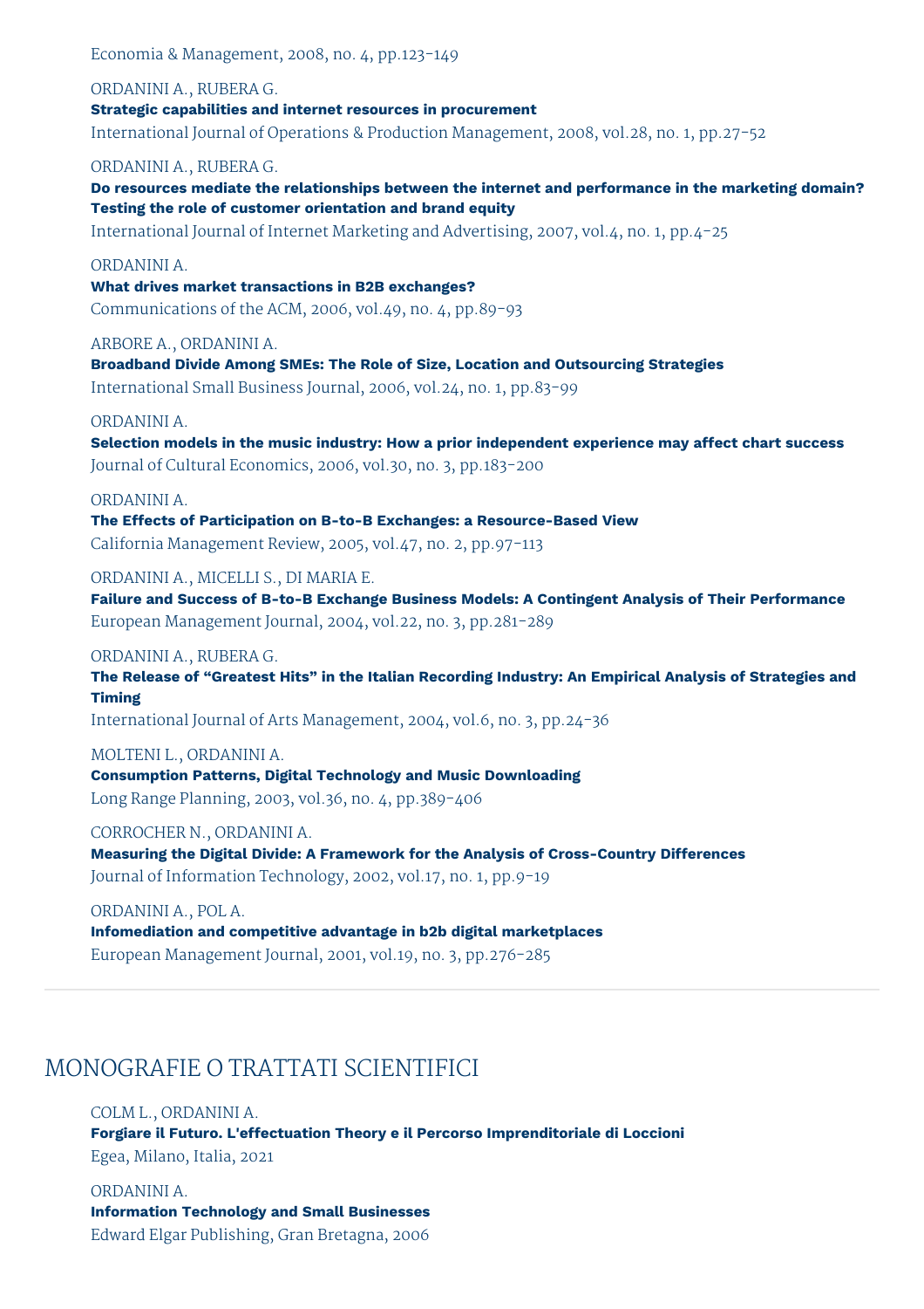Economia & Management, 2008, no. 4, pp.123-149

ORDANINI A., RUBERA G.
**Strategic capabilities and internet resources in procurement**
International Journal of Operations & Production Management, 2008, vol.28, no. 1, pp.27-52

ORDANINI A., RUBERA G.
**Do resources mediate the relationships between the internet and performance in the marketing domain? Testing the role of customer orientation and brand equity**
International Journal of Internet Marketing and Advertising, 2007, vol.4, no. 1, pp.4-25

ORDANINI A.
**What drives market transactions in B2B exchanges?**
Communications of the ACM, 2006, vol.49, no. 4, pp.89-93

ARBORE A., ORDANINI A.
**Broadband Divide Among SMEs: The Role of Size, Location and Outsourcing Strategies**
International Small Business Journal, 2006, vol.24, no. 1, pp.83-99

ORDANINI A.
**Selection models in the music industry: How a prior independent experience may affect chart success**
Journal of Cultural Economics, 2006, vol.30, no. 3, pp.183-200

ORDANINI A.
**The Effects of Participation on B-to-B Exchanges: a Resource-Based View**
California Management Review, 2005, vol.47, no. 2, pp.97-113

ORDANINI A., MICELLI S., DI MARIA E.
**Failure and Success of B-to-B Exchange Business Models: A Contingent Analysis of Their Performance**
European Management Journal, 2004, vol.22, no. 3, pp.281-289

ORDANINI A., RUBERA G.
**The Release of "Greatest Hits" in the Italian Recording Industry: An Empirical Analysis of Strategies and Timing**
International Journal of Arts Management, 2004, vol.6, no. 3, pp.24-36

MOLTENI L., ORDANINI A.
**Consumption Patterns, Digital Technology and Music Downloading**
Long Range Planning, 2003, vol.36, no. 4, pp.389-406

CORROCHER N., ORDANINI A.
**Measuring the Digital Divide: A Framework for the Analysis of Cross-Country Differences**
Journal of Information Technology, 2002, vol.17, no. 1, pp.9-19

ORDANINI A., POL A.
**Infomediation and competitive advantage in b2b digital marketplaces**
European Management Journal, 2001, vol.19, no. 3, pp.276-285

## MONOGRAFIE O TRATTATI SCIENTIFICI

COLM L., ORDANINI A.
**Forgiare il Futuro. L'effectuation Theory e il Percorso Imprenditoriale di Loccioni**
Egea, Milano, Italia, 2021

ORDANINI A.
**Information Technology and Small Businesses**
Edward Elgar Publishing, Gran Bretagna, 2006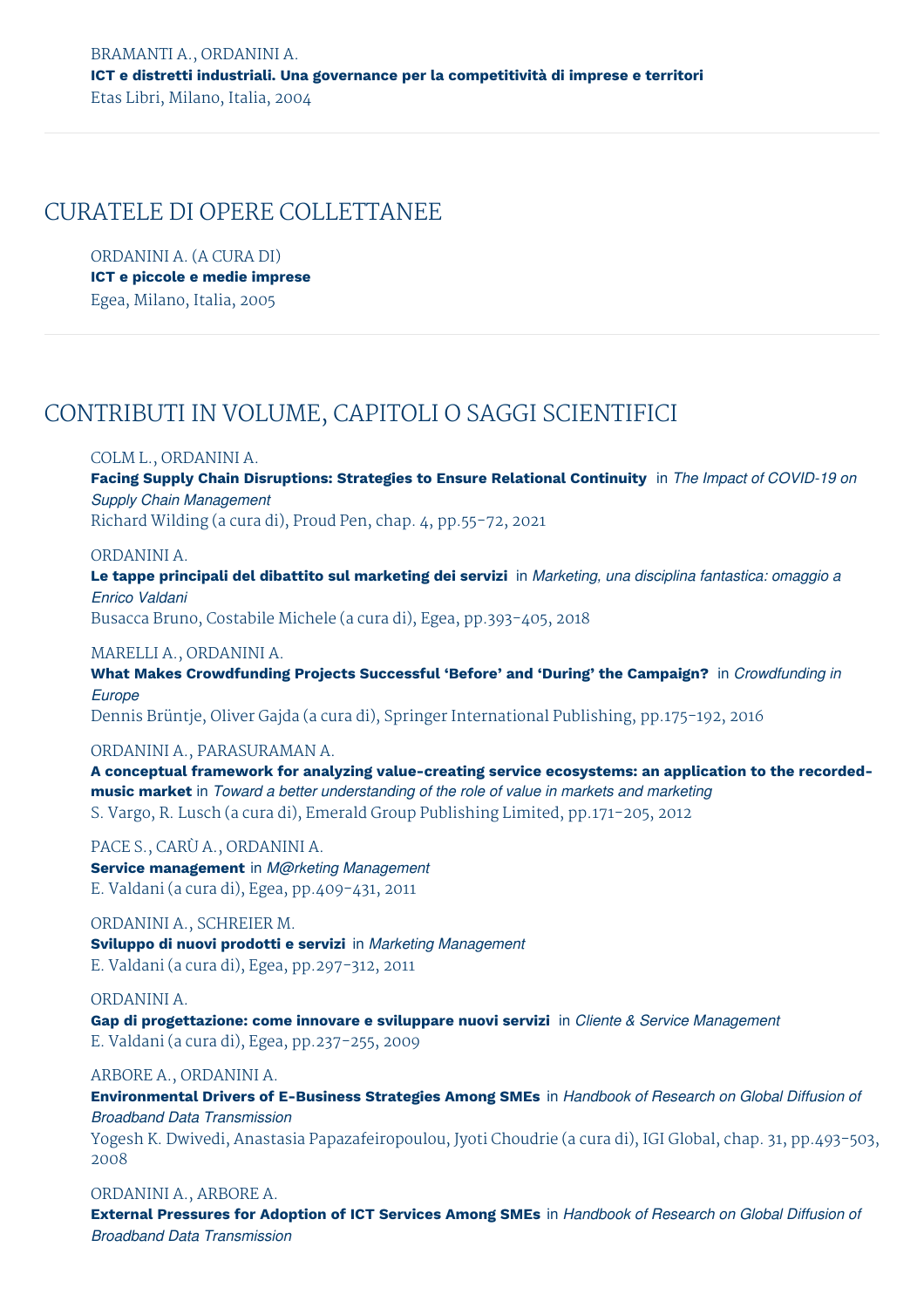BRAMANTI A., ORDANINI A.
**ICT e distretti industriali. Una governance per la competitività di imprese e territori**
Etas Libri, Milano, Italia, 2004

## CURATELE DI OPERE COLLETTANEE

ORDANINI A. (A CURA DI)
**ICT e piccole e medie imprese**
Egea, Milano, Italia, 2005

## CONTRIBUTI IN VOLUME, CAPITOLI O SAGGI SCIENTIFICI

COLM L., ORDANINI A.
**Facing Supply Chain Disruptions: Strategies to Ensure Relational Continuity** in *The Impact of COVID-19 on Supply Chain Management*
Richard Wilding (a cura di), Proud Pen, chap. 4, pp.55-72, 2021

ORDANINI A.
**Le tappe principali del dibattito sul marketing dei servizi** in *Marketing, una disciplina fantastica: omaggio a Enrico Valdani*
Busacca Bruno, Costabile Michele (a cura di), Egea, pp.393-405, 2018

MARELLI A., ORDANINI A.
**What Makes Crowdfunding Projects Successful 'Before' and 'During' the Campaign?** in *Crowdfunding in Europe*
Dennis Brüntje, Oliver Gajda (a cura di), Springer International Publishing, pp.175-192, 2016

ORDANINI A., PARASURAMAN A.
**A conceptual framework for analyzing value-creating service ecosystems: an application to the recorded-music market** in *Toward a better understanding of the role of value in markets and marketing*
S. Vargo, R. Lusch (a cura di), Emerald Group Publishing Limited, pp.171-205, 2012

PACE S., CARÙ A., ORDANINI A.
**Service management** in *M@rketing Management*
E. Valdani (a cura di), Egea, pp.409-431, 2011

ORDANINI A., SCHREIER M.
**Sviluppo di nuovi prodotti e servizi** in *Marketing Management*
E. Valdani (a cura di), Egea, pp.297-312, 2011

ORDANINI A.
**Gap di progettazione: come innovare e sviluppare nuovi servizi** in *Cliente & Service Management*
E. Valdani (a cura di), Egea, pp.237-255, 2009

ARBORE A., ORDANINI A.
**Environmental Drivers of E-Business Strategies Among SMEs** in *Handbook of Research on Global Diffusion of Broadband Data Transmission*
Yogesh K. Dwivedi, Anastasia Papazafeiropoulou, Jyoti Choudrie (a cura di), IGI Global, chap. 31, pp.493-503, 2008

ORDANINI A., ARBORE A.
**External Pressures for Adoption of ICT Services Among SMEs** in *Handbook of Research on Global Diffusion of Broadband Data Transmission*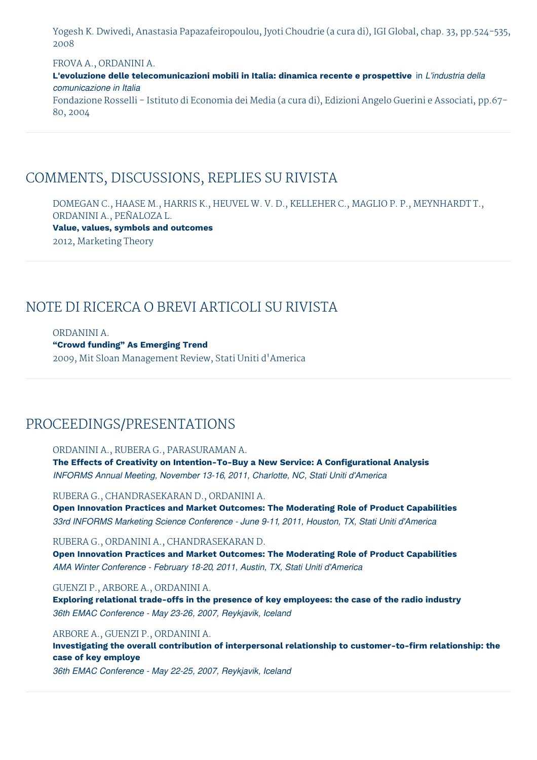Yogesh K. Dwivedi, Anastasia Papazafeiropoulou, Jyoti Choudrie (a cura di), IGI Global, chap. 33, pp.524-535, 2008

FROVA A., ORDANINI A.
**L'evoluzione delle telecomunicazioni mobili in Italia: dinamica recente e prospettive** in *L'industria della comunicazione in Italia*
Fondazione Rosselli - Istituto di Economia dei Media (a cura di), Edizioni Angelo Guerini e Associati, pp.67-80, 2004

## COMMENTS, DISCUSSIONS, REPLIES SU RIVISTA

DOMEGAN C., HAASE M., HARRIS K., HEUVEL W. V. D., KELLEHER C., MAGLIO P. P., MEYNHARDT T., ORDANINI A., PEÑALOZA L.
**Value, values, symbols and outcomes**
2012, Marketing Theory

## NOTE DI RICERCA O BREVI ARTICOLI SU RIVISTA

ORDANINI A.
**“Crowd funding” As Emerging Trend**
2009, Mit Sloan Management Review, Stati Uniti d'America

## PROCEEDINGS/PRESENTATIONS

ORDANINI A., RUBERA G., PARASURAMAN A.
**The Effects of Creativity on Intention-To-Buy a New Service: A Configurational Analysis**
*INFORMS Annual Meeting, November 13-16, 2011, Charlotte, NC, Stati Uniti d'America*

RUBERA G., CHANDRASEKARAN D., ORDANINI A.
**Open Innovation Practices and Market Outcomes: The Moderating Role of Product Capabilities**
*33rd INFORMS Marketing Science Conference - June 9-11, 2011, Houston, TX, Stati Uniti d'America*

RUBERA G., ORDANINI A., CHANDRASEKARAN D.
**Open Innovation Practices and Market Outcomes: The Moderating Role of Product Capabilities**
*AMA Winter Conference - February 18-20, 2011, Austin, TX, Stati Uniti d'America*

GUENZI P., ARBORE A., ORDANINI A.
**Exploring relational trade-offs in the presence of key employees: the case of the radio industry**
*36th EMAC Conference - May 23-26, 2007, Reykjavik, Iceland*

ARBORE A., GUENZI P., ORDANINI A.
**Investigating the overall contribution of interpersonal relationship to customer-to-firm relationship: the case of key employe**
*36th EMAC Conference - May 22-25, 2007, Reykjavik, Iceland*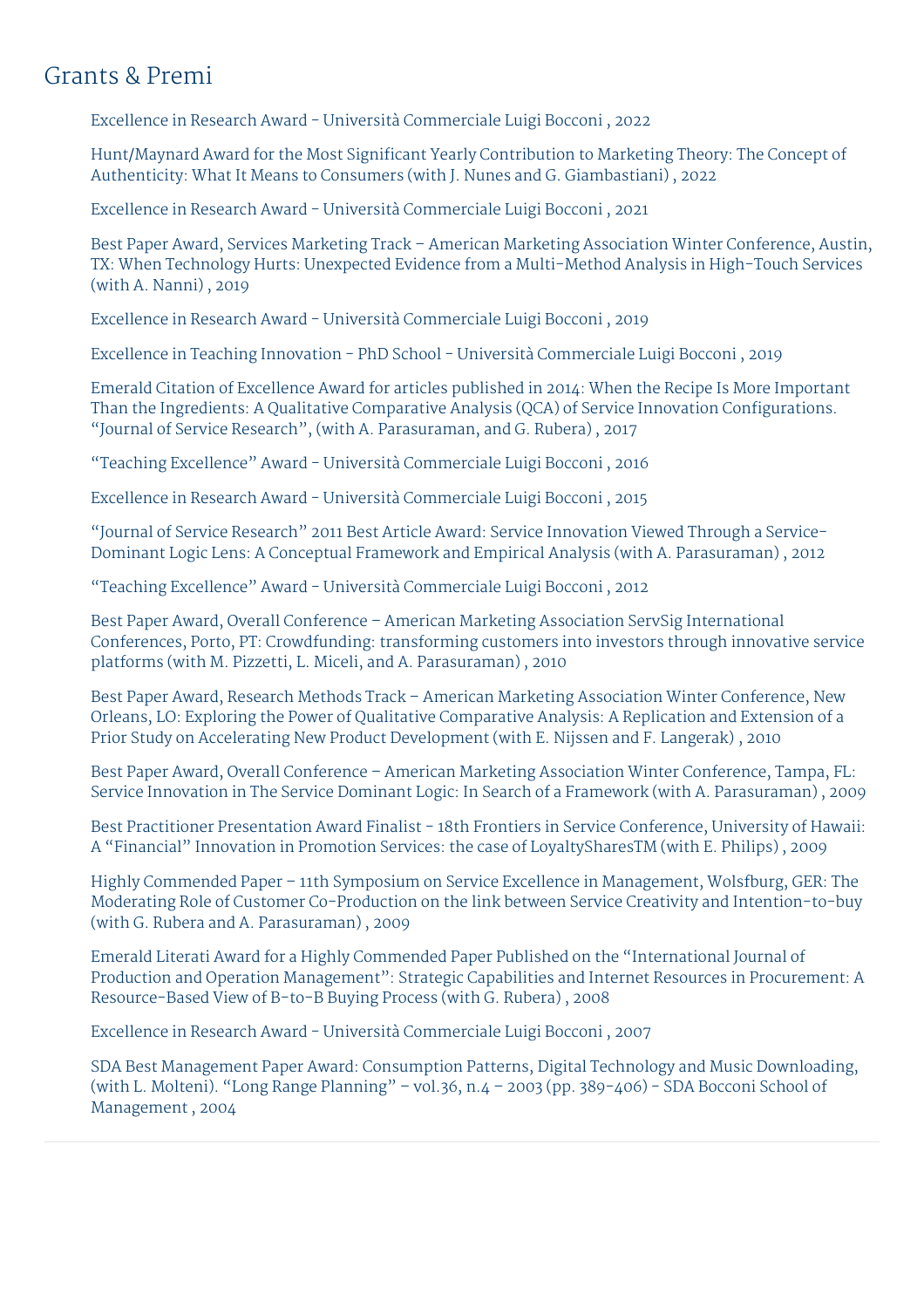## Grants & Premi

Excellence in Research Award - Università Commerciale Luigi Bocconi , 2022

Hunt/Maynard Award for the Most Significant Yearly Contribution to Marketing Theory: The Concept of Authenticity: What It Means to Consumers (with J. Nunes and G. Giambastiani) , 2022

Excellence in Research Award - Università Commerciale Luigi Bocconi , 2021

Best Paper Award, Services Marketing Track – American Marketing Association Winter Conference, Austin, TX: When Technology Hurts: Unexpected Evidence from a Multi-Method Analysis in High-Touch Services (with A. Nanni) , 2019

Excellence in Research Award - Università Commerciale Luigi Bocconi , 2019

Excellence in Teaching Innovation - PhD School - Università Commerciale Luigi Bocconi , 2019

Emerald Citation of Excellence Award for articles published in 2014: When the Recipe Is More Important Than the Ingredients: A Qualitative Comparative Analysis (QCA) of Service Innovation Configurations. "Journal of Service Research", (with A. Parasuraman, and G. Rubera) , 2017

"Teaching Excellence" Award - Università Commerciale Luigi Bocconi , 2016

Excellence in Research Award - Università Commerciale Luigi Bocconi , 2015

"Journal of Service Research" 2011 Best Article Award: Service Innovation Viewed Through a Service-Dominant Logic Lens: A Conceptual Framework and Empirical Analysis (with A. Parasuraman) , 2012

"Teaching Excellence" Award - Università Commerciale Luigi Bocconi , 2012

Best Paper Award, Overall Conference – American Marketing Association ServSig International Conferences, Porto, PT: Crowdfunding: transforming customers into investors through innovative service platforms (with M. Pizzetti, L. Miceli, and A. Parasuraman) , 2010

Best Paper Award, Research Methods Track – American Marketing Association Winter Conference, New Orleans, LO: Exploring the Power of Qualitative Comparative Analysis: A Replication and Extension of a Prior Study on Accelerating New Product Development (with E. Nijssen and F. Langerak) , 2010

Best Paper Award, Overall Conference – American Marketing Association Winter Conference, Tampa, FL: Service Innovation in The Service Dominant Logic: In Search of a Framework (with A. Parasuraman) , 2009

Best Practitioner Presentation Award Finalist - 18th Frontiers in Service Conference, University of Hawaii: A "Financial" Innovation in Promotion Services: the case of LoyaltySharesTM (with E. Philips) , 2009

Highly Commended Paper – 11th Symposium on Service Excellence in Management, Wolsfburg, GER: The Moderating Role of Customer Co-Production on the link between Service Creativity and Intention-to-buy (with G. Rubera and A. Parasuraman) , 2009

Emerald Literati Award for a Highly Commended Paper Published on the "International Journal of Production and Operation Management": Strategic Capabilities and Internet Resources in Procurement: A Resource-Based View of B-to-B Buying Process (with G. Rubera) , 2008

Excellence in Research Award - Università Commerciale Luigi Bocconi , 2007

SDA Best Management Paper Award: Consumption Patterns, Digital Technology and Music Downloading, (with L. Molteni). "Long Range Planning" – vol.36, n.4 – 2003 (pp. 389-406) - SDA Bocconi School of Management , 2004